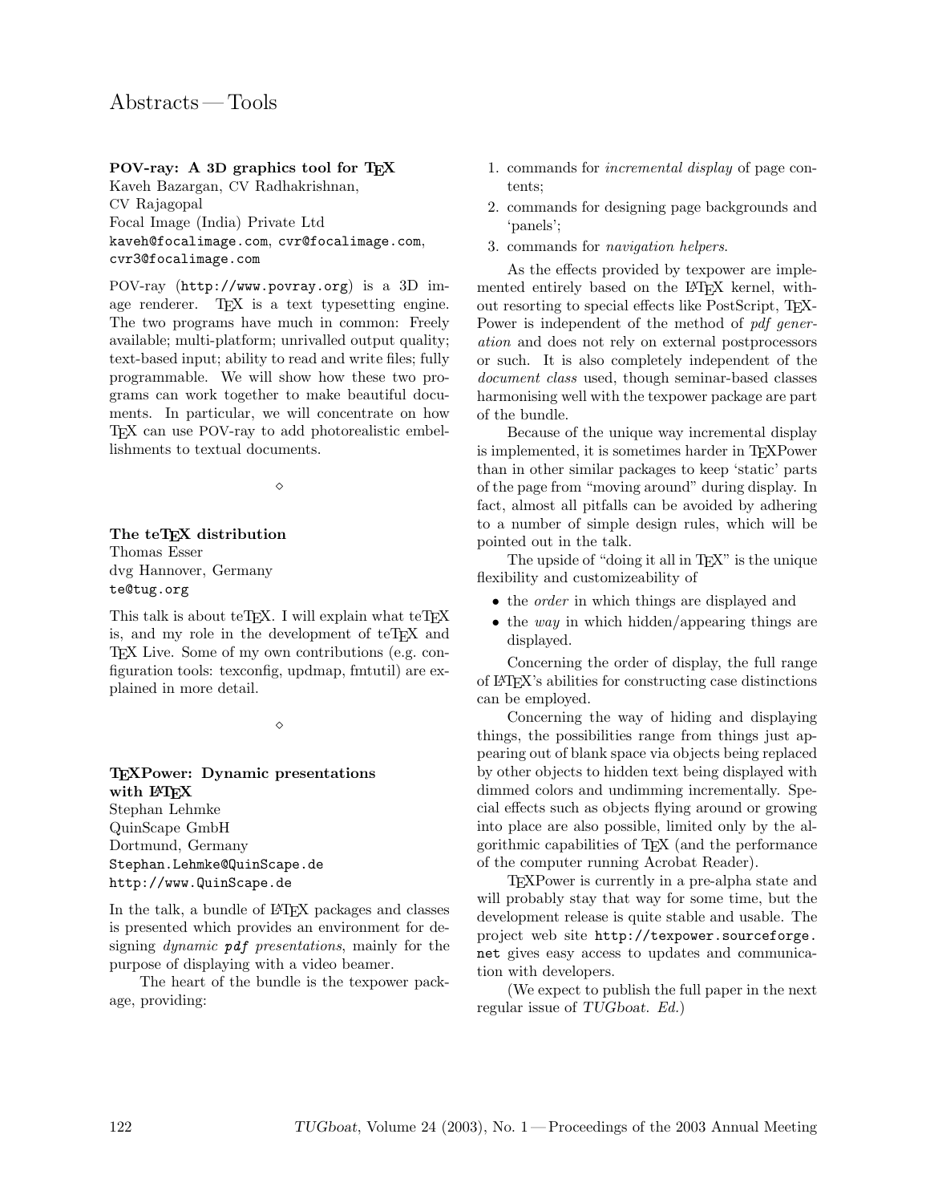# Abstracts — Tools

### POV-ray: A 3D graphics tool for TeX

Kaveh Bazargan, CV Radhakrishnan,
CV Rajagopal
Focal Image (India) Private Ltd
kaveh@focalimage.com, cvr@focalimage.com,
cvr3@focalimage.com

POV-ray (http://www.povray.org) is a 3D image renderer. TeX is a text typesetting engine. The two programs have much in common: Freely available; multi-platform; unrivalled output quality; text-based input; ability to read and write files; fully programmable. We will show how these two programs can work together to make beautiful documents. In particular, we will concentrate on how TeX can use POV-ray to add photorealistic embellishments to textual documents.

◇

### The teTeX distribution

Thomas Esser
dvg Hannover, Germany
te@tug.org

This talk is about teTeX. I will explain what teTeX is, and my role in the development of teTeX and TeX Live. Some of my own contributions (e.g. configuration tools: texconfig, updmap, fmtutil) are explained in more detail.

◇

### TeXPower: Dynamic presentations with LaTeX

Stephan Lehmke
QuinScape GmbH
Dortmund, Germany
Stephan.Lehmke@QuinScape.de
http://www.QuinScape.de

In the talk, a bundle of LaTeX packages and classes is presented which provides an environment for designing *dynamic pdf presentations*, mainly for the purpose of displaying with a video beamer.

The heart of the bundle is the texpower package, providing:

1. commands for *incremental display* of page contents;
2. commands for designing page backgrounds and 'panels';
3. commands for *navigation helpers*.

As the effects provided by texpower are implemented entirely based on the LaTeX kernel, without resorting to special effects like PostScript, TeXPower is independent of the method of *pdf generation* and does not rely on external postprocessors or such. It is also completely independent of the *document class* used, though seminar-based classes harmonising well with the texpower package are part of the bundle.

Because of the unique way incremental display is implemented, it is sometimes harder in TeXPower than in other similar packages to keep 'static' parts of the page from "moving around" during display. In fact, almost all pitfalls can be avoided by adhering to a number of simple design rules, which will be pointed out in the talk.

The upside of "doing it all in TeX" is the unique flexibility and customizeability of

- the *order* in which things are displayed and
- the *way* in which hidden/appearing things are displayed.

Concerning the order of display, the full range of LaTeX's abilities for constructing case distinctions can be employed.

Concerning the way of hiding and displaying things, the possibilities range from things just appearing out of blank space via objects being replaced by other objects to hidden text being displayed with dimmed colors and undimming incrementally. Special effects such as objects flying around or growing into place are also possible, limited only by the algorithmic capabilities of TeX (and the performance of the computer running Acrobat Reader).

TeXPower is currently in a pre-alpha state and will probably stay that way for some time, but the development release is quite stable and usable. The project web site http://texpower.sourceforge.net gives easy access to updates and communication with developers.

(We expect to publish the full paper in the next regular issue of *TUGboat*. *Ed.*)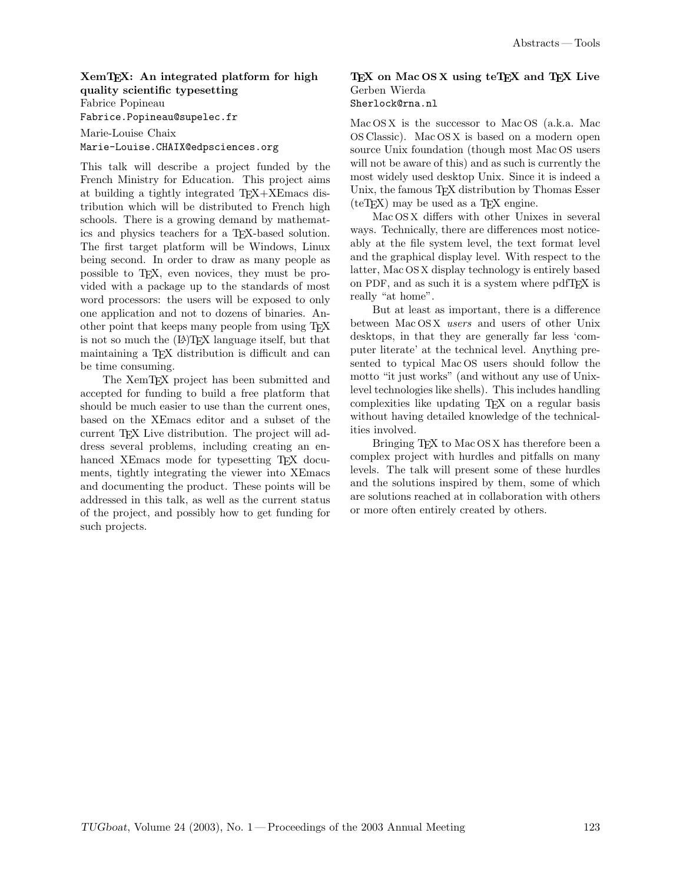## XemTeX: An integrated platform for high quality scientific typesetting

Fabrice Popineau
Fabrice.Popineau@supelec.fr

Marie-Louise Chaix
Marie-Louise.CHAIX@edpsciences.org

This talk will describe a project funded by the French Ministry for Education. This project aims at building a tightly integrated TeX+XEmacs distribution which will be distributed to French high schools. There is a growing demand by mathematics and physics teachers for a TeX-based solution. The first target platform will be Windows, Linux being second. In order to draw as many people as possible to TeX, even novices, they must be provided with a package up to the standards of most word processors: the users will be exposed to only one application and not to dozens of binaries. Another point that keeps many people from using TeX is not so much the (LA)TeX language itself, but that maintaining a TeX distribution is difficult and can be time consuming.

The XemTeX project has been submitted and accepted for funding to build a free platform that should be much easier to use than the current ones, based on the XEmacs editor and a subset of the current TeX Live distribution. The project will address several problems, including creating an enhanced XEmacs mode for typesetting TeX documents, tightly integrating the viewer into XEmacs and documenting the product. These points will be addressed in this talk, as well as the current status of the project, and possibly how to get funding for such projects.

## TeX on Mac OS X using teTeX and TeX Live

Gerben Wierda
Sherlock@rna.nl

Mac OS X is the successor to Mac OS (a.k.a. Mac OS Classic). Mac OS X is based on a modern open source Unix foundation (though most Mac OS users will not be aware of this) and as such is currently the most widely used desktop Unix. Since it is indeed a Unix, the famous TeX distribution by Thomas Esser (teTeX) may be used as a TeX engine.

Mac OS X differs with other Unixes in several ways. Technically, there are differences most noticeably at the file system level, the text format level and the graphical display level. With respect to the latter, Mac OS X display technology is entirely based on PDF, and as such it is a system where pdfTeX is really "at home".

But at least as important, there is a difference between Mac OS X *users* and users of other Unix desktops, in that they are generally far less 'computer literate' at the technical level. Anything presented to typical Mac OS users should follow the motto "it just works" (and without any use of Unix-level technologies like shells). This includes handling complexities like updating TeX on a regular basis without having detailed knowledge of the technicalities involved.

Bringing TeX to Mac OS X has therefore been a complex project with hurdles and pitfalls on many levels. The talk will present some of these hurdles and the solutions inspired by them, some of which are solutions reached at in collaboration with others or more often entirely created by others.